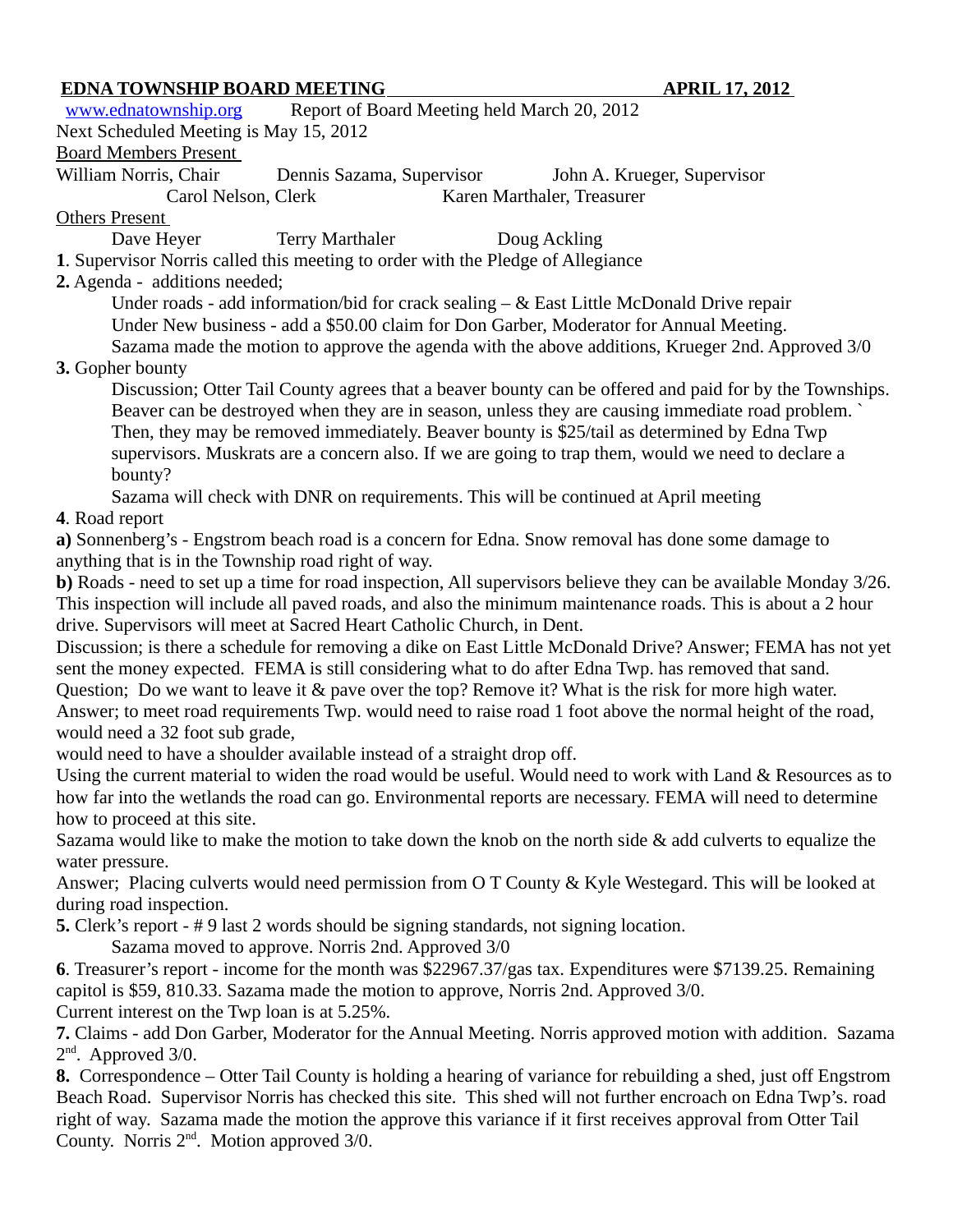**EDNA TOWNSHIP BOARD MEETING APRIL 17, 2012**

www.ednatownship.org Report of Board Meeting held March 20, 2012

Next Scheduled Meeting is May 15, 2012

Board Members Present

William Norris, Chair Dennis Sazama, Supervisor John A. Krueger, Supervisor
Carol Nelson, Clerk Karen Marthaler, Treasurer

Others Present

Dave Heyer Terry Marthaler Doug Ackling

**1**. Supervisor Norris called this meeting to order with the Pledge of Allegiance

**2.** Agenda - additions needed;

Under roads - add information/bid for crack sealing – & East Little McDonald Drive repair
Under New business - add a $50.00 claim for Don Garber, Moderator for Annual Meeting.
Sazama made the motion to approve the agenda with the above additions, Krueger 2nd. Approved 3/0

**3.** Gopher bounty

Discussion; Otter Tail County agrees that a beaver bounty can be offered and paid for by the Townships. Beaver can be destroyed when they are in season, unless they are causing immediate road problem. ` Then, they may be removed immediately. Beaver bounty is $25/tail as determined by Edna Twp supervisors. Muskrats are a concern also. If we are going to trap them, would we need to declare a bounty?

Sazama will check with DNR on requirements. This will be continued at April meeting

**4**. Road report

**a)** Sonnenberg's - Engstrom beach road is a concern for Edna. Snow removal has done some damage to anything that is in the Township road right of way.

**b)** Roads - need to set up a time for road inspection, All supervisors believe they can be available Monday 3/26. This inspection will include all paved roads, and also the minimum maintenance roads. This is about a 2 hour drive. Supervisors will meet at Sacred Heart Catholic Church, in Dent.

Discussion; is there a schedule for removing a dike on East Little McDonald Drive? Answer; FEMA has not yet sent the money expected. FEMA is still considering what to do after Edna Twp. has removed that sand.

Question; Do we want to leave it & pave over the top? Remove it? What is the risk for more high water.

Answer; to meet road requirements Twp. would need to raise road 1 foot above the normal height of the road, would need a 32 foot sub grade,

would need to have a shoulder available instead of a straight drop off.

Using the current material to widen the road would be useful. Would need to work with Land & Resources as to how far into the wetlands the road can go. Environmental reports are necessary. FEMA will need to determine how to proceed at this site.

Sazama would like to make the motion to take down the knob on the north side & add culverts to equalize the water pressure.

Answer; Placing culverts would need permission from O T County & Kyle Westegard. This will be looked at during road inspection.

**5.** Clerk's report - # 9 last 2 words should be signing standards, not signing location.

Sazama moved to approve. Norris 2nd. Approved 3/0

**6**. Treasurer's report - income for the month was $22967.37/gas tax. Expenditures were $7139.25. Remaining capitol is $59, 810.33. Sazama made the motion to approve, Norris 2nd. Approved 3/0.

Current interest on the Twp loan is at 5.25%.

**7.** Claims - add Don Garber, Moderator for the Annual Meeting. Norris approved motion with addition. Sazama 2nd. Approved 3/0.

**8.** Correspondence – Otter Tail County is holding a hearing of variance for rebuilding a shed, just off Engstrom Beach Road. Supervisor Norris has checked this site. This shed will not further encroach on Edna Twp's. road right of way. Sazama made the motion the approve this variance if it first receives approval from Otter Tail County. Norris 2nd. Motion approved 3/0.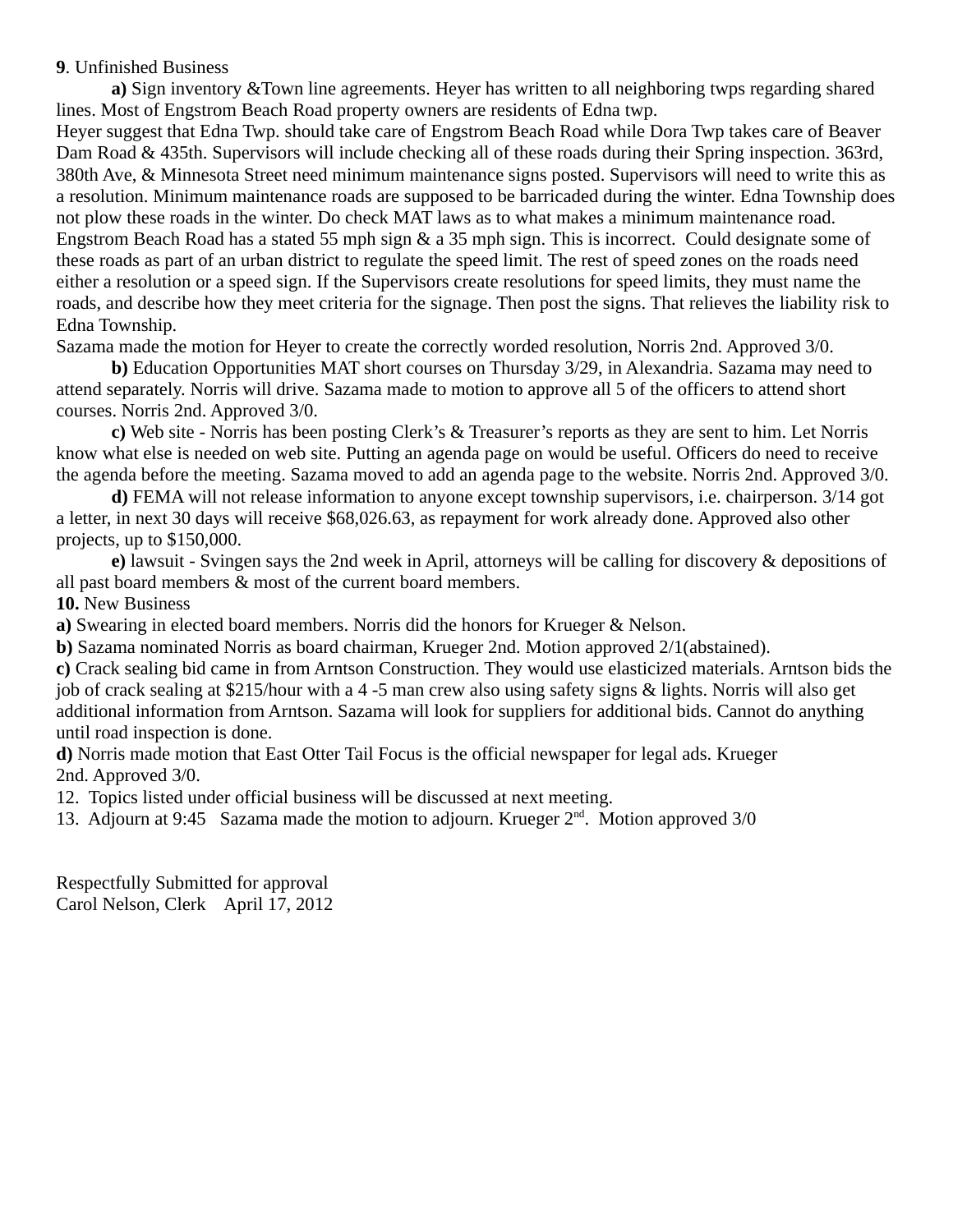**9**. Unfinished Business

**a)** Sign inventory &Town line agreements. Heyer has written to all neighboring twps regarding shared lines. Most of Engstrom Beach Road property owners are residents of Edna twp.

Heyer suggest that Edna Twp. should take care of Engstrom Beach Road while Dora Twp takes care of Beaver Dam Road & 435th. Supervisors will include checking all of these roads during their Spring inspection. 363rd, 380th Ave, & Minnesota Street need minimum maintenance signs posted. Supervisors will need to write this as a resolution. Minimum maintenance roads are supposed to be barricaded during the winter. Edna Township does not plow these roads in the winter. Do check MAT laws as to what makes a minimum maintenance road. Engstrom Beach Road has a stated 55 mph sign & a 35 mph sign. This is incorrect. Could designate some of these roads as part of an urban district to regulate the speed limit. The rest of speed zones on the roads need either a resolution or a speed sign. If the Supervisors create resolutions for speed limits, they must name the roads, and describe how they meet criteria for the signage. Then post the signs. That relieves the liability risk to Edna Township.

Sazama made the motion for Heyer to create the correctly worded resolution, Norris 2nd. Approved 3/0.

**b)** Education Opportunities MAT short courses on Thursday 3/29, in Alexandria. Sazama may need to attend separately. Norris will drive. Sazama made to motion to approve all 5 of the officers to attend short courses. Norris 2nd. Approved 3/0.

**c)** Web site - Norris has been posting Clerk's & Treasurer's reports as they are sent to him. Let Norris know what else is needed on web site. Putting an agenda page on would be useful. Officers do need to receive the agenda before the meeting. Sazama moved to add an agenda page to the website. Norris 2nd. Approved 3/0.

**d)** FEMA will not release information to anyone except township supervisors, i.e. chairperson. 3/14 got a letter, in next 30 days will receive $68,026.63, as repayment for work already done. Approved also other projects, up to $150,000.

**e)** lawsuit - Svingen says the 2nd week in April, attorneys will be calling for discovery & depositions of all past board members & most of the current board members.

**10.** New Business

**a)** Swearing in elected board members. Norris did the honors for Krueger & Nelson.

**b)** Sazama nominated Norris as board chairman, Krueger 2nd. Motion approved 2/1(abstained).

**c)** Crack sealing bid came in from Arntson Construction. They would use elasticized materials. Arntson bids the job of crack sealing at $215/hour with a 4 -5 man crew also using safety signs & lights. Norris will also get additional information from Arntson. Sazama will look for suppliers for additional bids. Cannot do anything until road inspection is done.

**d)** Norris made motion that East Otter Tail Focus is the official newspaper for legal ads. Krueger 2nd. Approved 3/0.

12. Topics listed under official business will be discussed at next meeting.

13. Adjourn at 9:45 Sazama made the motion to adjourn. Krueger 2nd. Motion approved 3/0

Respectfully Submitted for approval  
Carol Nelson, Clerk April 17, 2012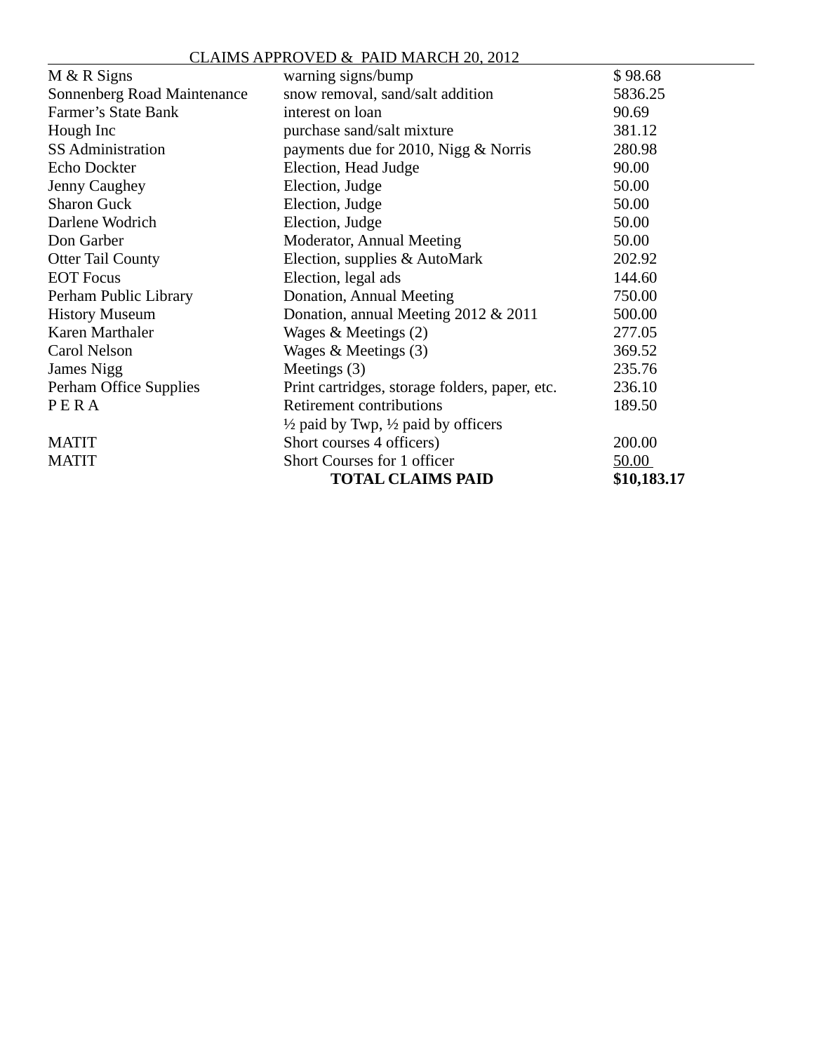CLAIMS APPROVED & PAID MARCH 20, 2012

| | | |
|---|---|---|
| M & R Signs | warning signs/bump | $ 98.68 |
| Sonnenberg Road Maintenance | snow removal, sand/salt addition | 5836.25 |
| Farmer's State Bank | interest on loan | 90.69 |
| Hough Inc | purchase sand/salt mixture | 381.12 |
| SS Administration | payments due for 2010, Nigg & Norris | 280.98 |
| Echo Dockter | Election, Head Judge | 90.00 |
| Jenny Caughey | Election, Judge | 50.00 |
| Sharon Guck | Election, Judge | 50.00 |
| Darlene Wodrich | Election, Judge | 50.00 |
| Don Garber | Moderator, Annual Meeting | 50.00 |
| Otter Tail County | Election, supplies & AutoMark | 202.92 |
| EOT Focus | Election, legal ads | 144.60 |
| Perham Public Library | Donation, Annual Meeting | 750.00 |
| History Museum | Donation, annual Meeting 2012 & 2011 | 500.00 |
| Karen Marthaler | Wages & Meetings (2) | 277.05 |
| Carol Nelson | Wages & Meetings (3) | 369.52 |
| James Nigg | Meetings (3) | 235.76 |
| Perham Office Supplies | Print cartridges, storage folders, paper, etc. | 236.10 |
| P E R A | Retirement contributions | 189.50 |
| | ½ paid by Twp, ½ paid by officers | |
| MATIT | Short courses 4 officers) | 200.00 |
| MATIT | Short Courses for 1 officer | 50.00 |
| | **TOTAL CLAIMS PAID** | **$10,183.17** |